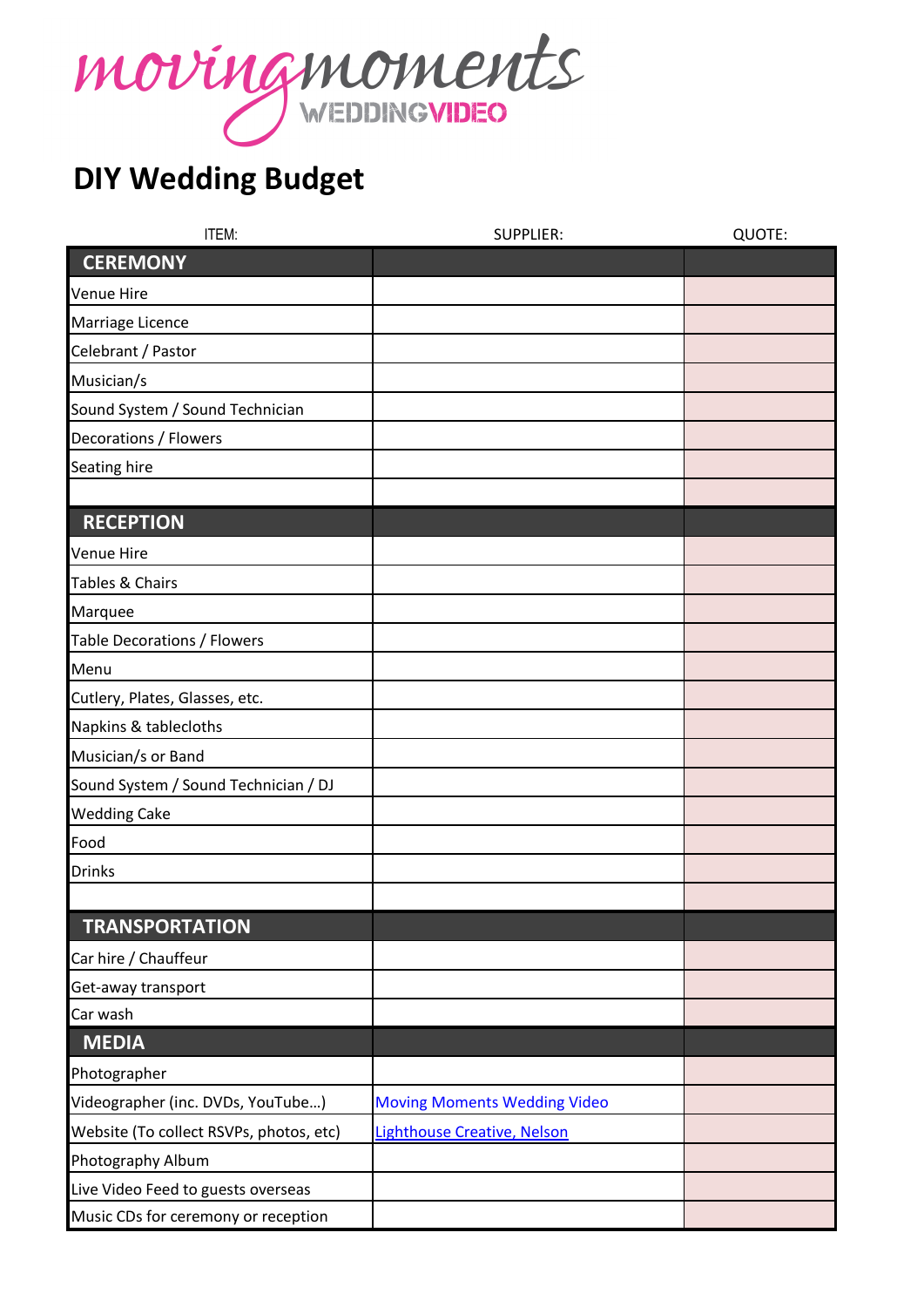movingmoments WEDDINGVIDEO

# DIY Wedding Budget

| ITEM: | SUPPLIER: | QUOTE: |
|---|---|---|
| **CEREMONY** | | |
| Venue Hire | | |
| Marriage Licence | | |
| Celebrant / Pastor | | |
| Musician/s | | |
| Sound System / Sound Technician | | |
| Decorations / Flowers | | |
| Seating hire | | |
| | | |
| **RECEPTION** | | |
| Venue Hire | | |
| Tables & Chairs | | |
| Marquee | | |
| Table Decorations / Flowers | | |
| Menu | | |
| Cutlery, Plates, Glasses, etc. | | |
| Napkins & tablecloths | | |
| Musician/s or Band | | |
| Sound System / Sound Technician / DJ | | |
| Wedding Cake | | |
| Food | | |
| Drinks | | |
| | | |
| **TRANSPORTATION** | | |
| Car hire / Chauffeur | | |
| Get-away transport | | |
| Car wash | | |
| **MEDIA** | | |
| Photographer | | |
| Videographer (inc. DVDs, YouTube…) | Moving Moments Wedding Video | |
| Website (To collect RSVPs, photos, etc) | Lighthouse Creative, Nelson | |
| Photography Album | | |
| Live Video Feed to guests overseas | | |
| Music CDs for ceremony or reception | | |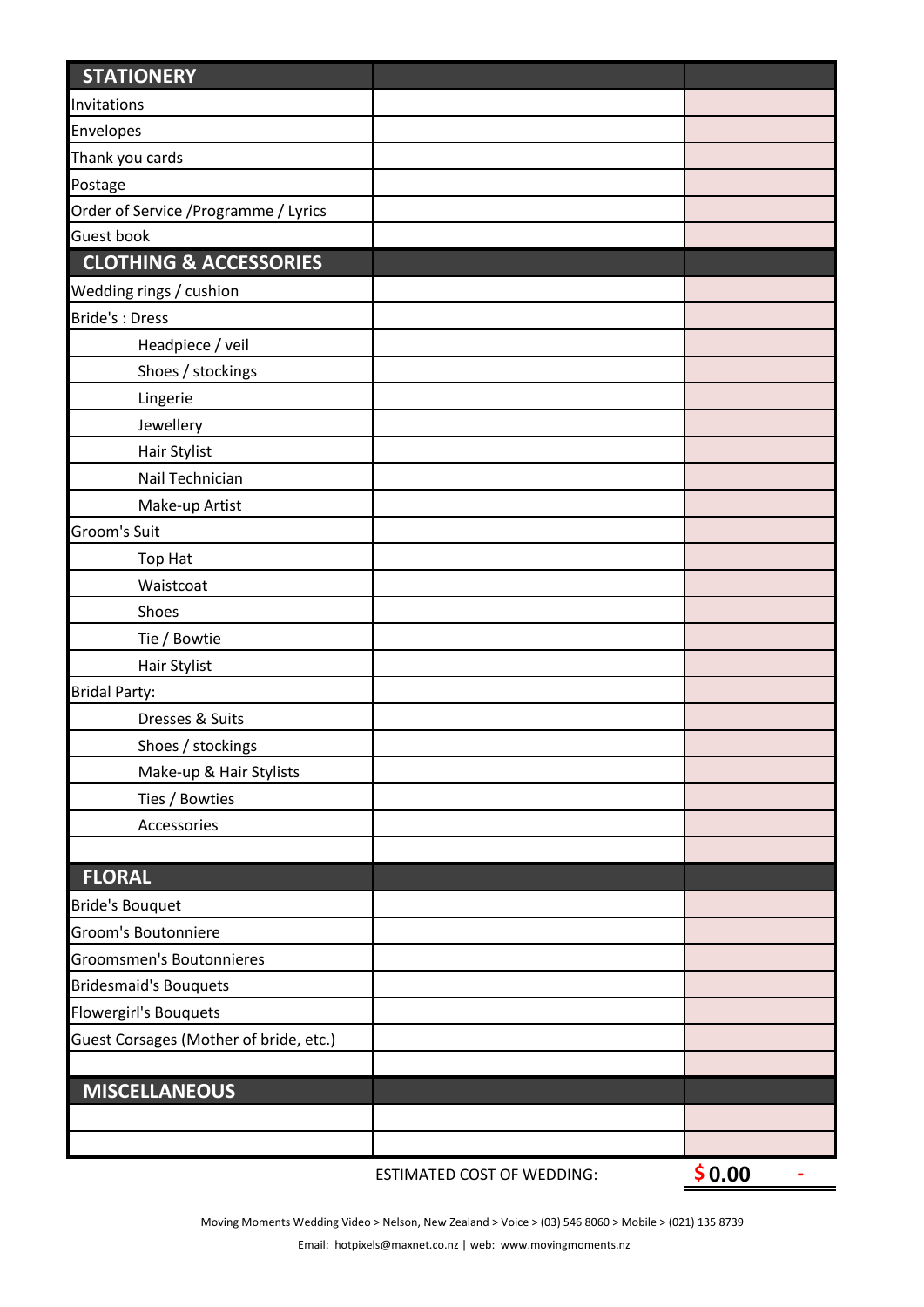| | | |
|---|---|---|
| **STATIONERY** | | |
| Invitations | | |
| Envelopes | | |
| Thank you cards | | |
| Postage | | |
| Order of Service /Programme / Lyrics | | |
| Guest book | | |
| **CLOTHING & ACCESSORIES** | | |
| Wedding rings / cushion | | |
| Bride's : Dress | | |
| Headpiece / veil | | |
| Shoes / stockings | | |
| Lingerie | | |
| Jewellery | | |
| Hair Stylist | | |
| Nail Technician | | |
| Make-up Artist | | |
| Groom's Suit | | |
| Top Hat | | |
| Waistcoat | | |
| Shoes | | |
| Tie / Bowtie | | |
| Hair Stylist | | |
| Bridal Party: | | |
| Dresses & Suits | | |
| Shoes / stockings | | |
| Make-up & Hair Stylists | | |
| Ties / Bowties | | |
| Accessories | | |
| | | |
| **FLORAL** | | |
| Bride's Bouquet | | |
| Groom's Boutonniere | | |
| Groomsmen's Boutonnieres | | |
| Bridesmaid's Bouquets | | |
| Flowergirl's Bouquets | | |
| Guest Corsages (Mother of bride, etc.) | | |
| | | |
| **MISCELLANEOUS** | | |
| | | |
| | | |
| | ESTIMATED COST OF WEDDING: | $ **0.00** - |

Moving Moments Wedding Video > Nelson, New Zealand > Voice > (03) 546 8060 > Mobile > (021) 135 8739

Email: hotpixels@maxnet.co.nz | web: www.movingmoments.nz